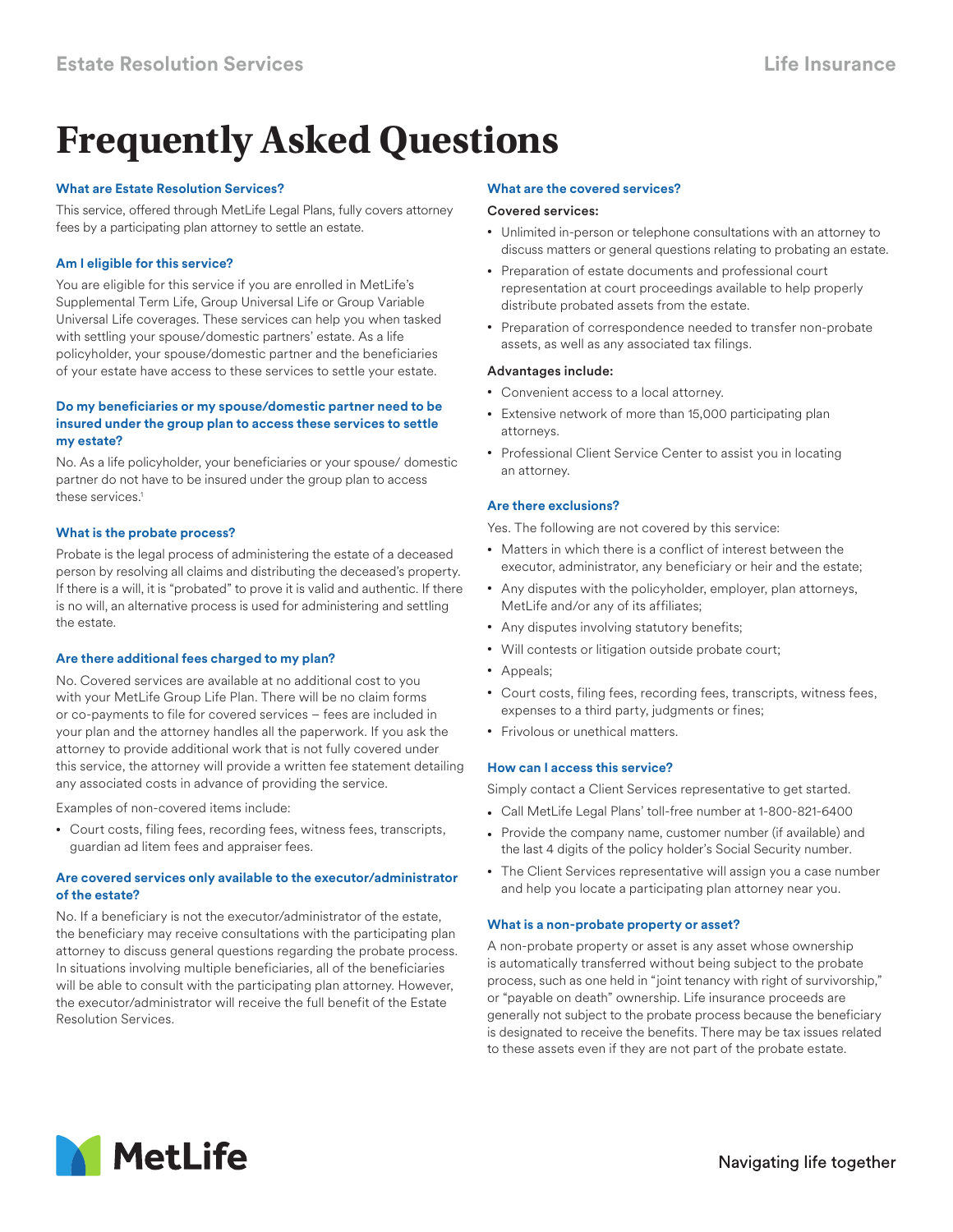Estate Resolution Services — Life Insurance

# Frequently Asked Questions

### What are Estate Resolution Services?

This service, offered through MetLife Legal Plans, fully covers attorney fees by a participating plan attorney to settle an estate.

### Am I eligible for this service?

You are eligible for this service if you are enrolled in MetLife's Supplemental Term Life, Group Universal Life or Group Variable Universal Life coverages. These services can help you when tasked with settling your spouse/domestic partners' estate. As a life policyholder, your spouse/domestic partner and the beneficiaries of your estate have access to these services to settle your estate.

### Do my beneficiaries or my spouse/domestic partner need to be insured under the group plan to access these services to settle my estate?

No. As a life policyholder, your beneficiaries or your spouse/ domestic partner do not have to be insured under the group plan to access these services.[1]

### What is the probate process?

Probate is the legal process of administering the estate of a deceased person by resolving all claims and distributing the deceased's property. If there is a will, it is "probated" to prove it is valid and authentic. If there is no will, an alternative process is used for administering and settling the estate.

### Are there additional fees charged to my plan?

No. Covered services are available at no additional cost to you with your MetLife Group Life Plan. There will be no claim forms or co-payments to file for covered services – fees are included in your plan and the attorney handles all the paperwork. If you ask the attorney to provide additional work that is not fully covered under this service, the attorney will provide a written fee statement detailing any associated costs in advance of providing the service.

Examples of non-covered items include:

- Court costs, filing fees, recording fees, witness fees, transcripts, guardian ad litem fees and appraiser fees.

### Are covered services only available to the executor/administrator of the estate?

No. If a beneficiary is not the executor/administrator of the estate, the beneficiary may receive consultations with the participating plan attorney to discuss general questions regarding the probate process. In situations involving multiple beneficiaries, all of the beneficiaries will be able to consult with the participating plan attorney. However, the executor/administrator will receive the full benefit of the Estate Resolution Services.

### What are the covered services?

**Covered services:**

- Unlimited in-person or telephone consultations with an attorney to discuss matters or general questions relating to probating an estate.
- Preparation of estate documents and professional court representation at court proceedings available to help properly distribute probated assets from the estate.
- Preparation of correspondence needed to transfer non-probate assets, as well as any associated tax filings.

**Advantages include:**

- Convenient access to a local attorney.
- Extensive network of more than 15,000 participating plan attorneys.
- Professional Client Service Center to assist you in locating an attorney.

### Are there exclusions?

Yes. The following are not covered by this service:

- Matters in which there is a conflict of interest between the executor, administrator, any beneficiary or heir and the estate;
- Any disputes with the policyholder, employer, plan attorneys, MetLife and/or any of its affiliates;
- Any disputes involving statutory benefits;
- Will contests or litigation outside probate court;
- Appeals;
- Court costs, filing fees, recording fees, transcripts, witness fees, expenses to a third party, judgments or fines;
- Frivolous or unethical matters.

### How can I access this service?

Simply contact a Client Services representative to get started.

- Call MetLife Legal Plans' toll-free number at 1-800-821-6400
- Provide the company name, customer number (if available) and the last 4 digits of the policy holder's Social Security number.
- The Client Services representative will assign you a case number and help you locate a participating plan attorney near you.

### What is a non-probate property or asset?

A non-probate property or asset is any asset whose ownership is automatically transferred without being subject to the probate process, such as one held in "joint tenancy with right of survivorship," or "payable on death" ownership. Life insurance proceeds are generally not subject to the probate process because the beneficiary is designated to receive the benefits. There may be tax issues related to these assets even if they are not part of the probate estate.

MetLife — Navigating life together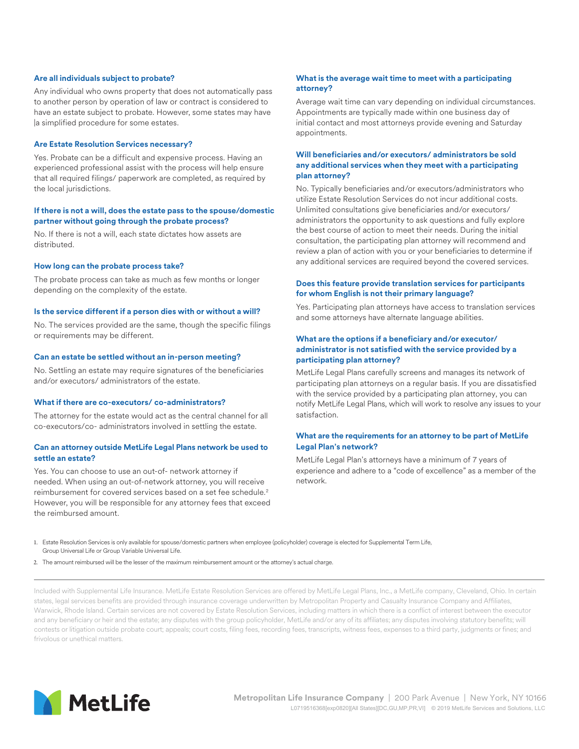### Are all individuals subject to probate?

Any individual who owns property that does not automatically pass to another person by operation of law or contract is considered to have an estate subject to probate. However, some states may have |a simplified procedure for some estates.

### Are Estate Resolution Services necessary?

Yes. Probate can be a difficult and expensive process. Having an experienced professional assist with the process will help ensure that all required filings/ paperwork are completed, as required by the local jurisdictions.

### If there is not a will, does the estate pass to the spouse/domestic partner without going through the probate process?

No. If there is not a will, each state dictates how assets are distributed.

### How long can the probate process take?

The probate process can take as much as few months or longer depending on the complexity of the estate.

### Is the service different if a person dies with or without a will?

No. The services provided are the same, though the specific filings or requirements may be different.

### Can an estate be settled without an in-person meeting?

No. Settling an estate may require signatures of the beneficiaries and/or executors/ administrators of the estate.

### What if there are co-executors/ co-administrators?

The attorney for the estate would act as the central channel for all co-executors/co- administrators involved in settling the estate.

### Can an attorney outside MetLife Legal Plans network be used to settle an estate?

Yes. You can choose to use an out-of- network attorney if needed. When using an out-of-network attorney, you will receive reimbursement for covered services based on a set fee schedule.[2] However, you will be responsible for any attorney fees that exceed the reimbursed amount.

### What is the average wait time to meet with a participating attorney?

Average wait time can vary depending on individual circumstances. Appointments are typically made within one business day of initial contact and most attorneys provide evening and Saturday appointments.

### Will beneficiaries and/or executors/ administrators be sold any additional services when they meet with a participating plan attorney?

No. Typically beneficiaries and/or executors/administrators who utilize Estate Resolution Services do not incur additional costs. Unlimited consultations give beneficiaries and/or executors/ administrators the opportunity to ask questions and fully explore the best course of action to meet their needs. During the initial consultation, the participating plan attorney will recommend and review a plan of action with you or your beneficiaries to determine if any additional services are required beyond the covered services.

### Does this feature provide translation services for participants for whom English is not their primary language?

Yes. Participating plan attorneys have access to translation services and some attorneys have alternate language abilities.

### What are the options if a beneficiary and/or executor/ administrator is not satisfied with the service provided by a participating plan attorney?

MetLife Legal Plans carefully screens and manages its network of participating plan attorneys on a regular basis. If you are dissatisfied with the service provided by a participating plan attorney, you can notify MetLife Legal Plans, which will work to resolve any issues to your satisfaction.

### What are the requirements for an attorney to be part of MetLife Legal Plan's network?

MetLife Legal Plan's attorneys have a minimum of 7 years of experience and adhere to a "code of excellence" as a member of the network.

1. Estate Resolution Services is only available for spouse/domestic partners when employee (policyholder) coverage is elected for Supplemental Term Life, Group Universal Life or Group Variable Universal Life.
2. The amount reimbursed will be the lesser of the maximum reimbursement amount or the attorney's actual charge.

---

Included with Supplemental Life Insurance. MetLife Estate Resolution Services are offered by MetLife Legal Plans, Inc., a MetLife company, Cleveland, Ohio. In certain states, legal services benefits are provided through insurance coverage underwritten by Metropolitan Property and Casualty Insurance Company and Affiliates, Warwick, Rhode Island. Certain services are not covered by Estate Resolution Services, including matters in which there is a conflict of interest between the executor and any beneficiary or heir and the estate; any disputes with the group policyholder, MetLife and/or any of its affiliates; any disputes involving statutory benefits; will contests or litigation outside probate court; appeals; court costs, filing fees, recording fees, transcripts, witness fees, expenses to a third party, judgments or fines; and frivolous or unethical matters.

MetLife

**Metropolitan Life Insurance Company** | 200 Park Avenue | New York, NY 10166

L0719516368[exp0820][All States][DC,GU,MP,PR,VI] © 2019 MetLife Services and Solutions, LLC